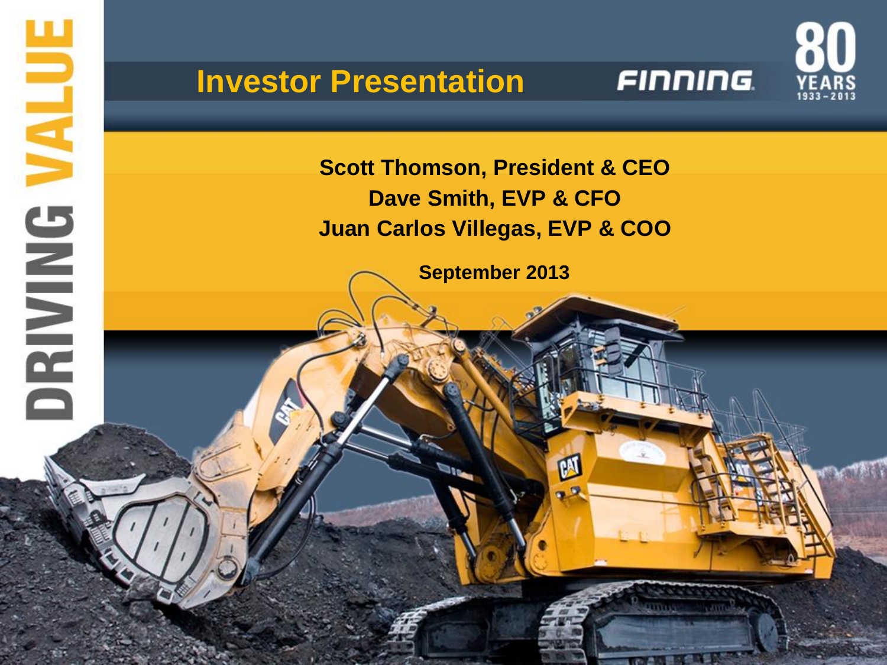# Investor Presentation

FINNING

80 YEARS 1933 – 2013

DRIVING VALUE

**Scott Thomson, President & CEO**
**Dave Smith, EVP & CFO**
**Juan Carlos Villegas, EVP & COO**

**September 2013**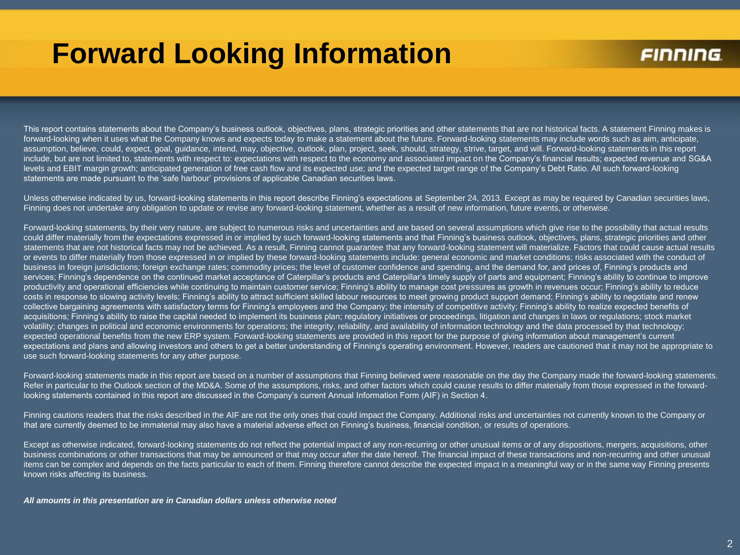# Forward Looking Information

FINNING

This report contains statements about the Company's business outlook, objectives, plans, strategic priorities and other statements that are not historical facts. A statement Finning makes is forward-looking when it uses what the Company knows and expects today to make a statement about the future. Forward-looking statements may include words such as aim, anticipate, assumption, believe, could, expect, goal, guidance, intend, may, objective, outlook, plan, project, seek, should, strategy, strive, target, and will. Forward-looking statements in this report include, but are not limited to, statements with respect to: expectations with respect to the economy and associated impact on the Company's financial results; expected revenue and SG&A levels and EBIT margin growth; anticipated generation of free cash flow and its expected use; and the expected target range of the Company's Debt Ratio. All such forward-looking statements are made pursuant to the 'safe harbour' provisions of applicable Canadian securities laws.

Unless otherwise indicated by us, forward-looking statements in this report describe Finning's expectations at September 24, 2013. Except as may be required by Canadian securities laws, Finning does not undertake any obligation to update or revise any forward-looking statement, whether as a result of new information, future events, or otherwise.

Forward-looking statements, by their very nature, are subject to numerous risks and uncertainties and are based on several assumptions which give rise to the possibility that actual results could differ materially from the expectations expressed in or implied by such forward-looking statements and that Finning's business outlook, objectives, plans, strategic priorities and other statements that are not historical facts may not be achieved. As a result, Finning cannot guarantee that any forward-looking statement will materialize. Factors that could cause actual results or events to differ materially from those expressed in or implied by these forward-looking statements include: general economic and market conditions; risks associated with the conduct of business in foreign jurisdictions; foreign exchange rates; commodity prices; the level of customer confidence and spending, and the demand for, and prices of, Finning's products and services; Finning's dependence on the continued market acceptance of Caterpillar's products and Caterpillar's timely supply of parts and equipment; Finning's ability to continue to improve productivity and operational efficiencies while continuing to maintain customer service; Finning's ability to manage cost pressures as growth in revenues occur; Finning's ability to reduce costs in response to slowing activity levels; Finning's ability to attract sufficient skilled labour resources to meet growing product support demand; Finning's ability to negotiate and renew collective bargaining agreements with satisfactory terms for Finning's employees and the Company; the intensity of competitive activity; Finning's ability to realize expected benefits of acquisitions; Finning's ability to raise the capital needed to implement its business plan; regulatory initiatives or proceedings, litigation and changes in laws or regulations; stock market volatility; changes in political and economic environments for operations; the integrity, reliability, and availability of information technology and the data processed by that technology; expected operational benefits from the new ERP system. Forward-looking statements are provided in this report for the purpose of giving information about management's current expectations and plans and allowing investors and others to get a better understanding of Finning's operating environment. However, readers are cautioned that it may not be appropriate to use such forward-looking statements for any other purpose.

Forward-looking statements made in this report are based on a number of assumptions that Finning believed were reasonable on the day the Company made the forward-looking statements. Refer in particular to the Outlook section of the MD&A. Some of the assumptions, risks, and other factors which could cause results to differ materially from those expressed in the forward-looking statements contained in this report are discussed in the Company's current Annual Information Form (AIF) in Section 4.

Finning cautions readers that the risks described in the AIF are not the only ones that could impact the Company. Additional risks and uncertainties not currently known to the Company or that are currently deemed to be immaterial may also have a material adverse effect on Finning's business, financial condition, or results of operations.

Except as otherwise indicated, forward-looking statements do not reflect the potential impact of any non-recurring or other unusual items or of any dispositions, mergers, acquisitions, other business combinations or other transactions that may be announced or that may occur after the date hereof. The financial impact of these transactions and non-recurring and other unusual items can be complex and depends on the facts particular to each of them. Finning therefore cannot describe the expected impact in a meaningful way or in the same way Finning presents known risks affecting its business.

***All amounts in this presentation are in Canadian dollars unless otherwise noted***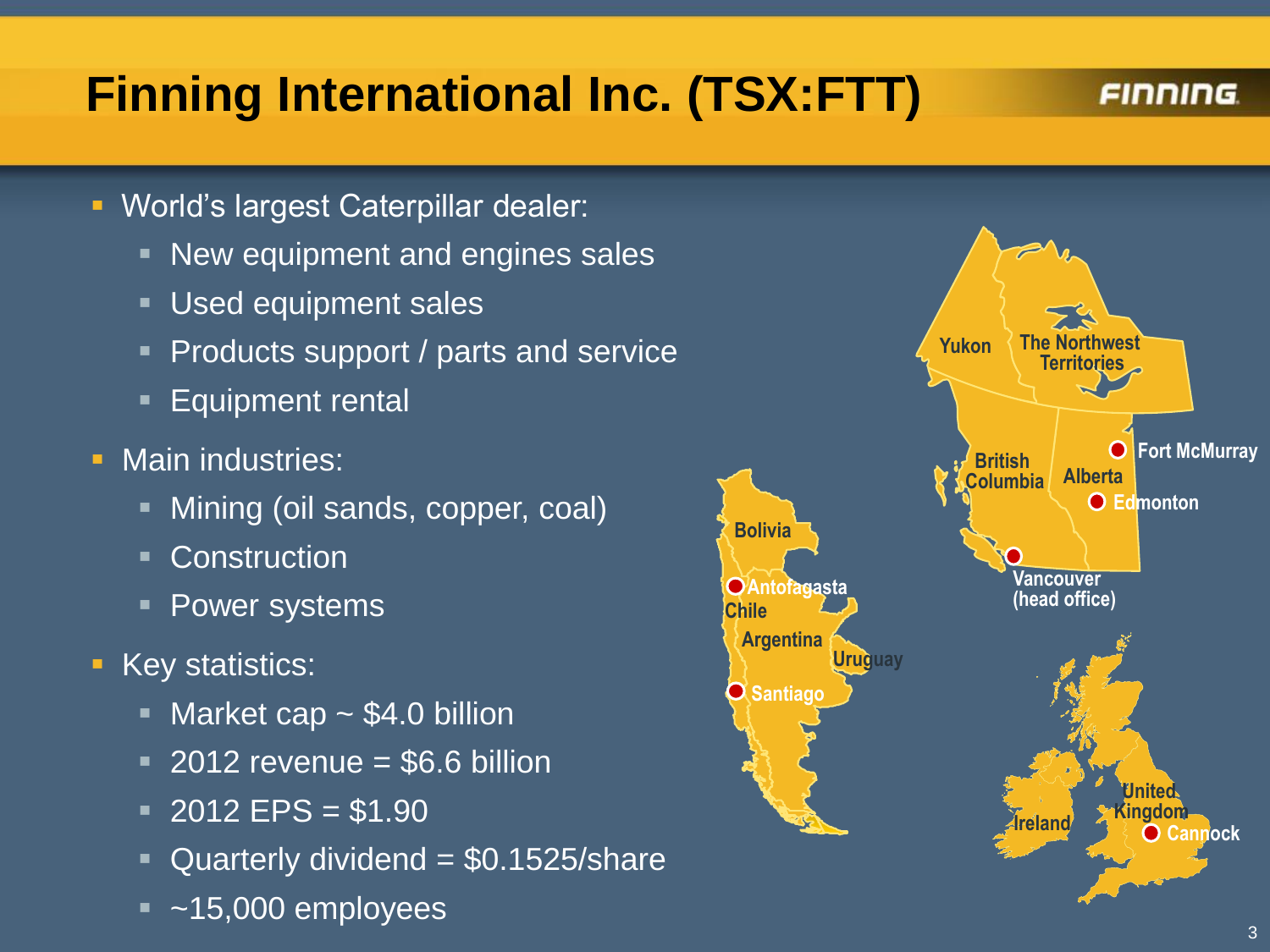# Finning International Inc. (TSX:FTT)

- World's largest Caterpillar dealer:
  - New equipment and engines sales
  - Used equipment sales
  - Products support / parts and service
  - Equipment rental
- Main industries:
  - Mining (oil sands, copper, coal)
  - Construction
  - Power systems
- Key statistics:
  - Market cap ~ $4.0 billion
  - 2012 revenue = $6.6 billion
  - 2012 EPS = $1.90
  - Quarterly dividend = $0.1525/share
  - ~15,000 employees

Yukon, The Northwest Territories, British Columbia, Alberta, Fort McMurray, Edmonton, Vancouver (head office)

Bolivia, Antofagasta, Chile, Argentina, Uruguay, Santiago

Ireland, United Kingdom, Cannock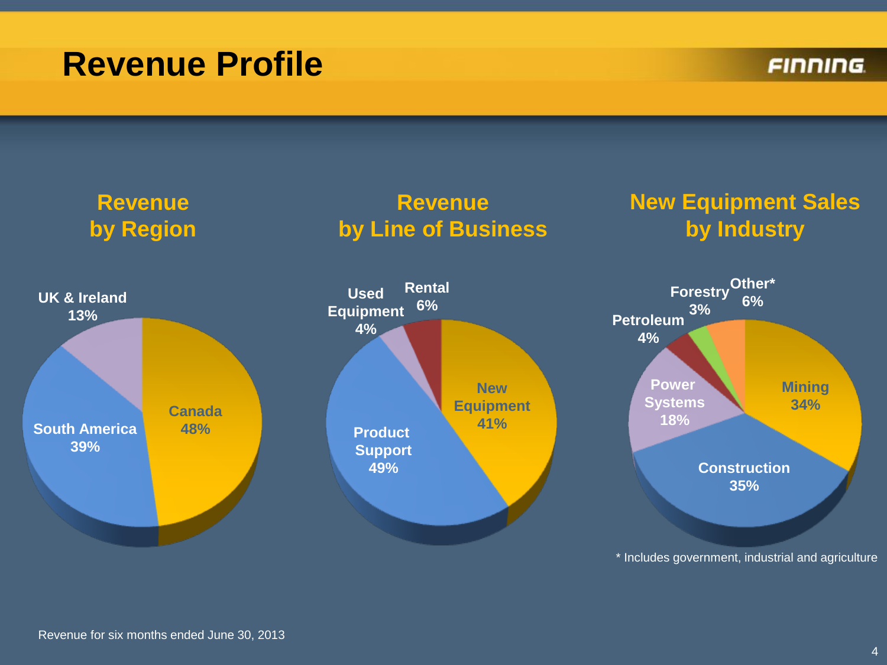# Revenue Profile

## Revenue by Region

| Region | Share |
|---|---|
| Canada | 48% |
| South America | 39% |
| UK & Ireland | 13% |

## Revenue by Line of Business

| Line of Business | Share |
|---|---|
| Product Support | 49% |
| New Equipment | 41% |
| Rental | 6% |
| Used Equipment | 4% |

## New Equipment Sales by Industry

| Industry | Share |
|---|---|
| Construction | 35% |
| Mining | 34% |
| Power Systems | 18% |
| Other* | 6% |
| Petroleum | 4% |
| Forestry | 3% |

* Includes government, industrial and agriculture

Revenue for six months ended June 30, 2013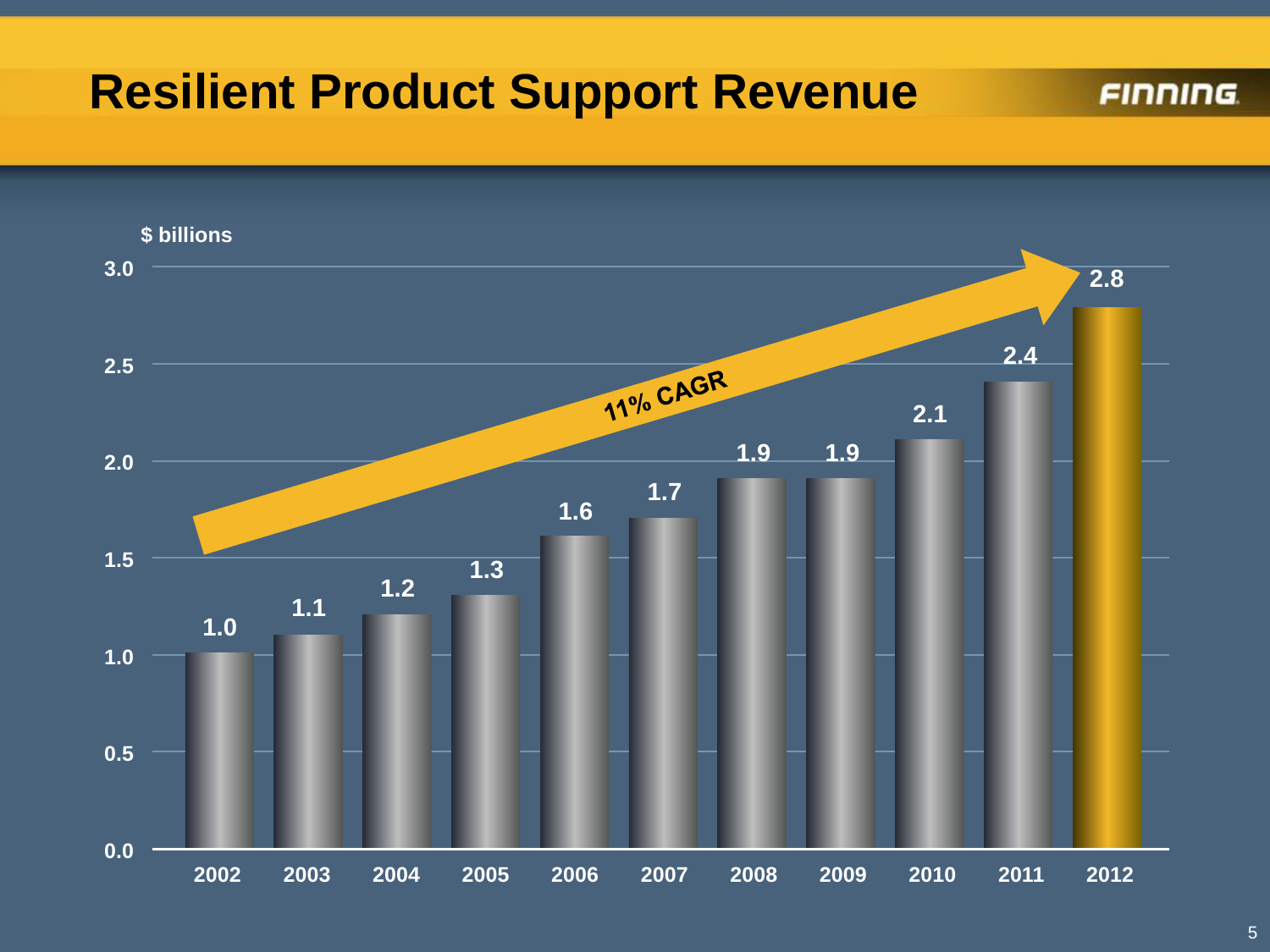# Resilient Product Support Revenue

$ billions

| Year | Revenue ($ billions) |
| --- | --- |
| 2002 | 1.0 |
| 2003 | 1.1 |
| 2004 | 1.2 |
| 2005 | 1.3 |
| 2006 | 1.6 |
| 2007 | 1.7 |
| 2008 | 1.9 |
| 2009 | 1.9 |
| 2010 | 2.1 |
| 2011 | 2.4 |
| 2012 | 2.8 |

11% CAGR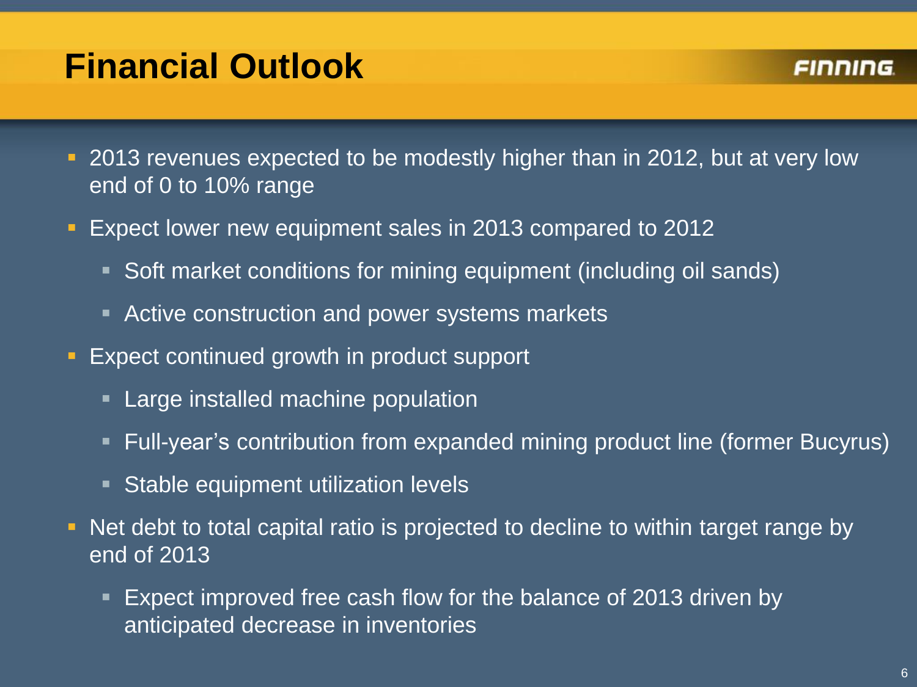# Financial Outlook

FINNING

- 2013 revenues expected to be modestly higher than in 2012, but at very low end of 0 to 10% range
- Expect lower new equipment sales in 2013 compared to 2012
  - Soft market conditions for mining equipment (including oil sands)
  - Active construction and power systems markets
- Expect continued growth in product support
  - Large installed machine population
  - Full-year's contribution from expanded mining product line (former Bucyrus)
  - Stable equipment utilization levels
- Net debt to total capital ratio is projected to decline to within target range by end of 2013
  - Expect improved free cash flow for the balance of 2013 driven by anticipated decrease in inventories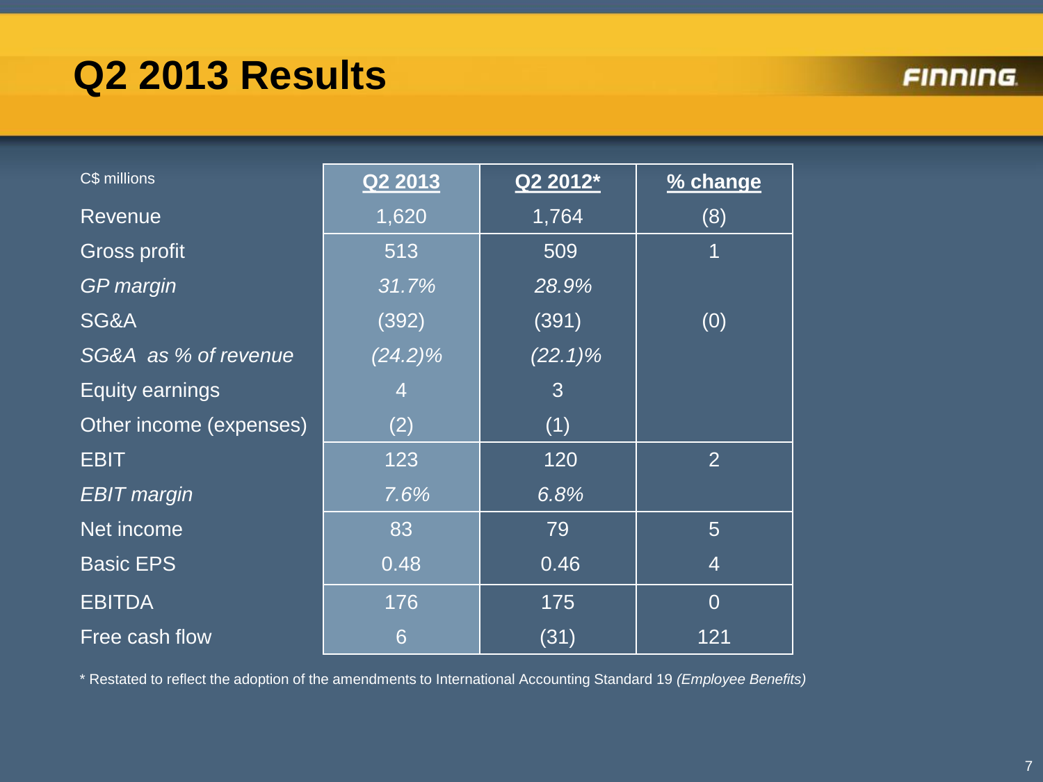# Q2 2013 Results

| C$ millions | Q2 2013 | Q2 2012* | % change |
|---|---|---|---|
| Revenue | 1,620 | 1,764 | (8) |
| Gross profit | 513 | 509 | 1 |
| *GP margin* | *31.7%* | *28.9%* | |
| SG&A | (392) | (391) | (0) |
| *SG&A as % of revenue* | *(24.2)%* | *(22.1)%* | |
| Equity earnings | 4 | 3 | |
| Other income (expenses) | (2) | (1) | |
| EBIT | 123 | 120 | 2 |
| *EBIT margin* | *7.6%* | *6.8%* | |
| Net income | 83 | 79 | 5 |
| Basic EPS | 0.48 | 0.46 | 4 |
| EBITDA | 176 | 175 | 0 |
| Free cash flow | 6 | (31) | 121 |

* Restated to reflect the adoption of the amendments to International Accounting Standard 19 *(Employee Benefits)*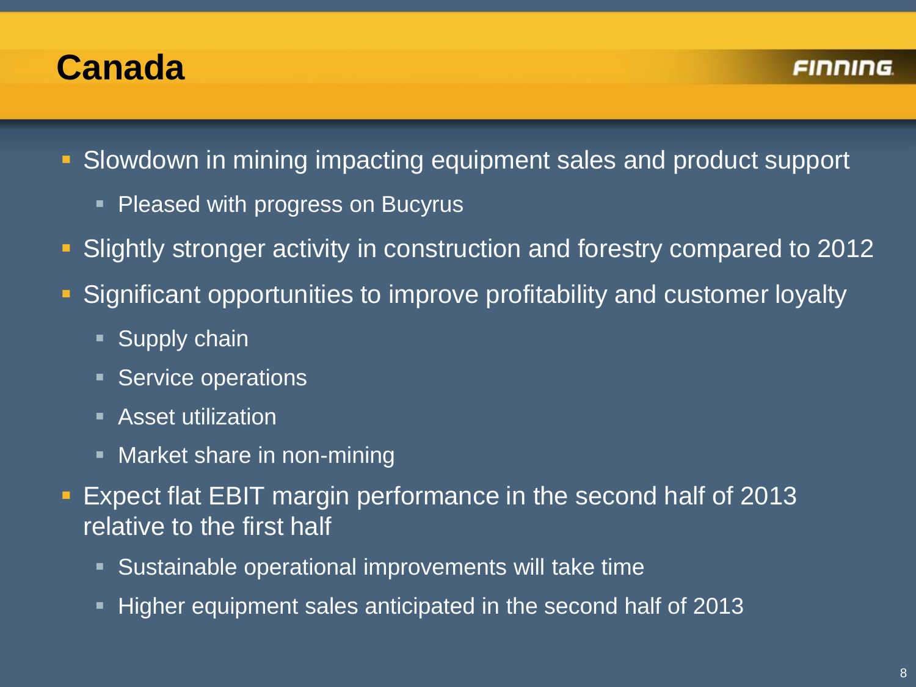# Canada

- Slowdown in mining impacting equipment sales and product support
  - Pleased with progress on Bucyrus
- Slightly stronger activity in construction and forestry compared to 2012
- Significant opportunities to improve profitability and customer loyalty
  - Supply chain
  - Service operations
  - Asset utilization
  - Market share in non-mining
- Expect flat EBIT margin performance in the second half of 2013 relative to the first half
  - Sustainable operational improvements will take time
  - Higher equipment sales anticipated in the second half of 2013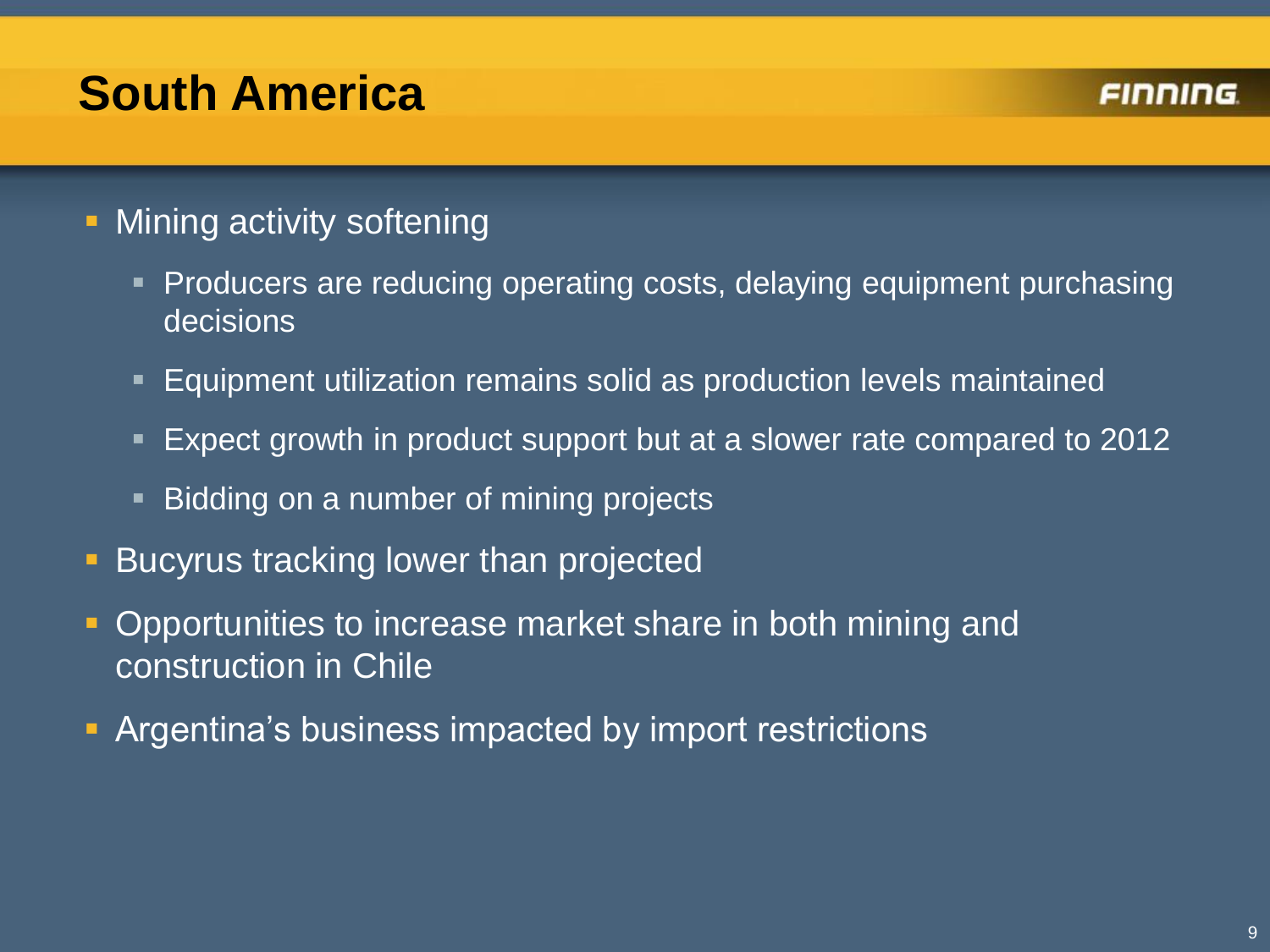# South America

- Mining activity softening
  - Producers are reducing operating costs, delaying equipment purchasing decisions
  - Equipment utilization remains solid as production levels maintained
  - Expect growth in product support but at a slower rate compared to 2012
  - Bidding on a number of mining projects
- Bucyrus tracking lower than projected
- Opportunities to increase market share in both mining and construction in Chile
- Argentina's business impacted by import restrictions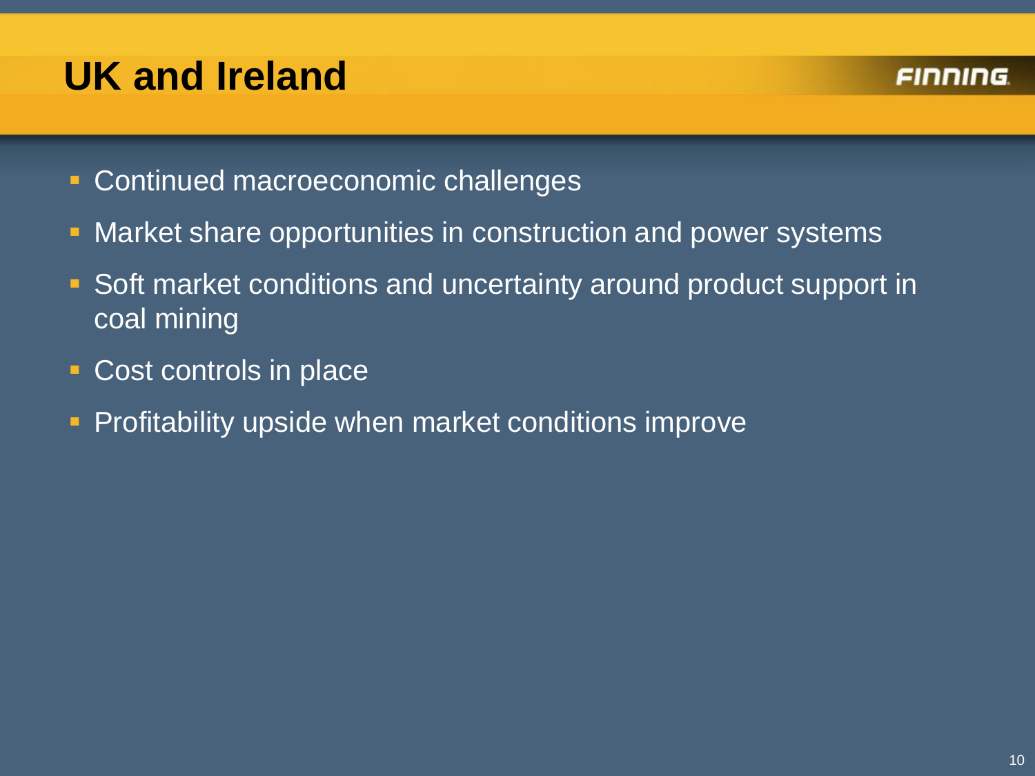# UK and Ireland

- Continued macroeconomic challenges
- Market share opportunities in construction and power systems
- Soft market conditions and uncertainty around product support in coal mining
- Cost controls in place
- Profitability upside when market conditions improve